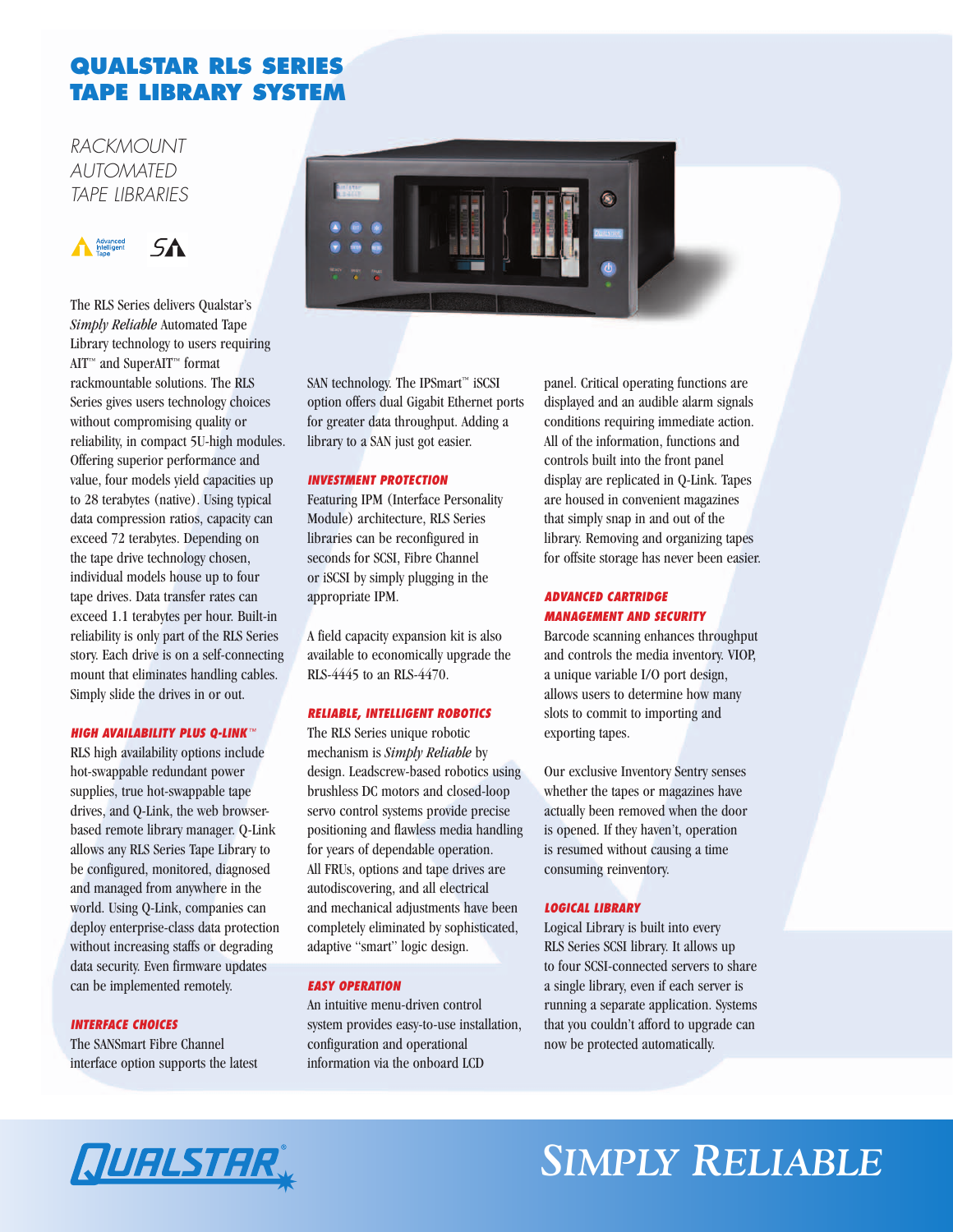# QUALSTAR RLS SERIES TAPE LIBRARY SYSTEM

*RACKMOUNT AUTOMATED TAPE LIBRARIES*

The RLS Series delivers Qualstar's *Simply Reliable* Automated Tape Library technology to users requiring AIT™ and SuperAIT™ format rackmountable solutions. The RLS Series gives users technology choices without compromising quality or reliability, in compact 5U-high modules. Offering superior performance and value, four models yield capacities up to 28 terabytes (native). Using typical data compression ratios, capacity can exceed 72 terabytes. Depending on the tape drive technology chosen, individual models house up to four tape drives. Data transfer rates can exceed 1.1 terabytes per hour. Built-in reliability is only part of the RLS Series story. Each drive is on a self-connecting mount that eliminates handling cables. Simply slide the drives in or out.

### HIGH AVAILABILITY PLUS Q-LINK™

RLS high availability options include hot-swappable redundant power supplies, true hot-swappable tape drives, and Q-Link, the web browser-based remote library manager. Q-Link allows any RLS Series Tape Library to be configured, monitored, diagnosed and managed from anywhere in the world. Using Q-Link, companies can deploy enterprise-class data protection without increasing staffs or degrading data security. Even firmware updates can be implemented remotely.

### INTERFACE CHOICES

The SANSmart Fibre Channel interface option supports the latest SAN technology. The IPSmart™ iSCSI option offers dual Gigabit Ethernet ports for greater data throughput. Adding a library to a SAN just got easier.

### INVESTMENT PROTECTION

Featuring IPM (Interface Personality Module) architecture, RLS Series libraries can be reconfigured in seconds for SCSI, Fibre Channel or iSCSI by simply plugging in the appropriate IPM.

A field capacity expansion kit is also available to economically upgrade the RLS-4445 to an RLS-4470.

### RELIABLE, INTELLIGENT ROBOTICS

The RLS Series unique robotic mechanism is *Simply Reliable* by design. Leadscrew-based robotics using brushless DC motors and closed-loop servo control systems provide precise positioning and flawless media handling for years of dependable operation. All FRUs, options and tape drives are autodiscovering, and all electrical and mechanical adjustments have been completely eliminated by sophisticated, adaptive "smart" logic design.

### EASY OPERATION

An intuitive menu-driven control system provides easy-to-use installation, configuration and operational information via the onboard LCD panel. Critical operating functions are displayed and an audible alarm signals conditions requiring immediate action. All of the information, functions and controls built into the front panel display are replicated in Q-Link. Tapes are housed in convenient magazines that simply snap in and out of the library. Removing and organizing tapes for offsite storage has never been easier.

### ADVANCED CARTRIDGE MANAGEMENT AND SECURITY

Barcode scanning enhances throughput and controls the media inventory. VIOP, a unique variable I/O port design, allows users to determine how many slots to commit to importing and exporting tapes.

Our exclusive Inventory Sentry senses whether the tapes or magazines have actually been removed when the door is opened. If they haven't, operation is resumed without causing a time consuming reinventory.

### LOGICAL LIBRARY

Logical Library is built into every RLS Series SCSI library. It allows up to four SCSI-connected servers to share a single library, even if each server is running a separate application. Systems that you couldn't afford to upgrade can now be protected automatically.

QUALSTAR® — SIMPLY RELIABLE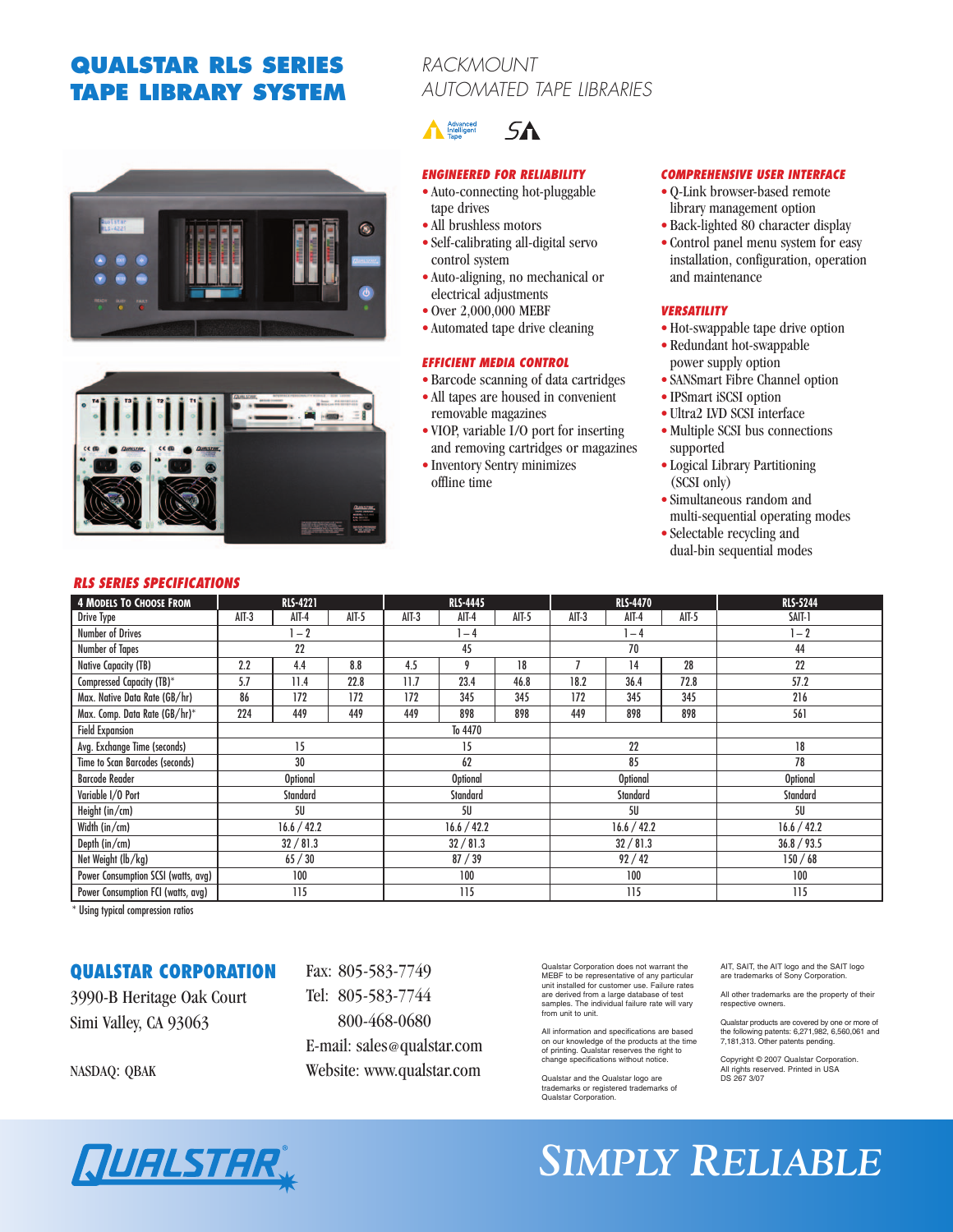# QUALSTAR RLS SERIES TAPE LIBRARY SYSTEM

RACKMOUNT AUTOMATED TAPE LIBRARIES

### ENGINEERED FOR RELIABILITY

- Auto-connecting hot-pluggable tape drives
- All brushless motors
- Self-calibrating all-digital servo control system
- Auto-aligning, no mechanical or electrical adjustments
- Over 2,000,000 MEBF
- Automated tape drive cleaning

### EFFICIENT MEDIA CONTROL

- Barcode scanning of data cartridges
- All tapes are housed in convenient removable magazines
- VIOP, variable I/O port for inserting and removing cartridges or magazines
- Inventory Sentry minimizes offline time

### COMPREHENSIVE USER INTERFACE

- Q-Link browser-based remote library management option
- Back-lighted 80 character display
- Control panel menu system for easy installation, configuration, operation and maintenance

### VERSATILITY

- Hot-swappable tape drive option
- Redundant hot-swappable power supply option
- SANSmart Fibre Channel option
- IPSmart iSCSI option
- Ultra2 LVD SCSI interface
- Multiple SCSI bus connections supported
- Logical Library Partitioning (SCSI only)
- Simultaneous random and multi-sequential operating modes
- Selectable recycling and dual-bin sequential modes

### RLS SERIES SPECIFICATIONS

| 4 Models To Choose From | RLS-4221 | | | RLS-4445 | | | RLS-4470 | | | RLS-5244 |
|---|---|---|---|---|---|---|---|---|---|---|
| Drive Type | AIT-3 | AIT-4 | AIT-5 | AIT-3 | AIT-4 | AIT-5 | AIT-3 | AIT-4 | AIT-5 | SAIT-1 |
| Number of Drives | 1 – 2 | | | 1 – 4 | | | 1 – 4 | | | 1 – 2 |
| Number of Tapes | 22 | | | 45 | | | 70 | | | 44 |
| Native Capacity (TB) | 2.2 | 4.4 | 8.8 | 4.5 | 9 | 18 | 7 | 14 | 28 | 22 |
| Compressed Capacity (TB)* | 5.7 | 11.4 | 22.8 | 11.7 | 23.4 | 46.8 | 18.2 | 36.4 | 72.8 | 57.2 |
| Max. Native Data Rate (GB/hr) | 86 | 172 | 172 | 172 | 345 | 345 | 172 | 345 | 345 | 216 |
| Max. Comp. Data Rate (GB/hr)* | 224 | 449 | 449 | 449 | 898 | 898 | 449 | 898 | 898 | 561 |
| Field Expansion | | | | To 4470 | | | | | | |
| Avg. Exchange Time (seconds) | 15 | | | 15 | | | 22 | | | 18 |
| Time to Scan Barcodes (seconds) | 30 | | | 62 | | | 85 | | | 78 |
| Barcode Reader | Optional | | | Optional | | | Optional | | | Optional |
| Variable I/O Port | Standard | | | Standard | | | Standard | | | Standard |
| Height (in/cm) | 5U | | | 5U | | | 5U | | | 5U |
| Width (in/cm) | 16.6 / 42.2 | | | 16.6 / 42.2 | | | 16.6 / 42.2 | | | 16.6 / 42.2 |
| Depth (in/cm) | 32 / 81.3 | | | 32 / 81.3 | | | 32 / 81.3 | | | 36.8 / 93.5 |
| Net Weight (lb/kg) | 65 / 30 | | | 87 / 39 | | | 92 / 42 | | | 150 / 68 |
| Power Consumption SCSI (watts, avg) | 100 | | | 100 | | | 100 | | | 100 |
| Power Consumption FCI (watts, avg) | 115 | | | 115 | | | 115 | | | 115 |

\* Using typical compression ratios

## QUALSTAR CORPORATION

3990-B Heritage Oak Court
Simi Valley, CA 93063

NASDAQ: QBAK

Fax: 805-583-7749
Tel: 805-583-7744
800-468-0680
E-mail: sales@qualstar.com
Website: www.qualstar.com

Qualstar Corporation does not warrant the MEBF to be representative of any particular unit installed for customer use. Failure rates are derived from a large database of test samples. The individual failure rate will vary from unit to unit.

All information and specifications are based on our knowledge of the products at the time of printing. Qualstar reserves the right to change specifications without notice.

Qualstar and the Qualstar logo are trademarks or registered trademarks of Qualstar Corporation.

AIT, SAIT, the AIT logo and the SAIT logo are trademarks of Sony Corporation.

All other trademarks are the property of their respective owners.

Qualstar products are covered by one or more of the following patents: 6,271,982, 6,560,061 and 7,181,313. Other patents pending.

Copyright © 2007 Qualstar Corporation. All rights reserved. Printed in USA
DS 267 3/07

QUALSTAR®

SIMPLY RELIABLE